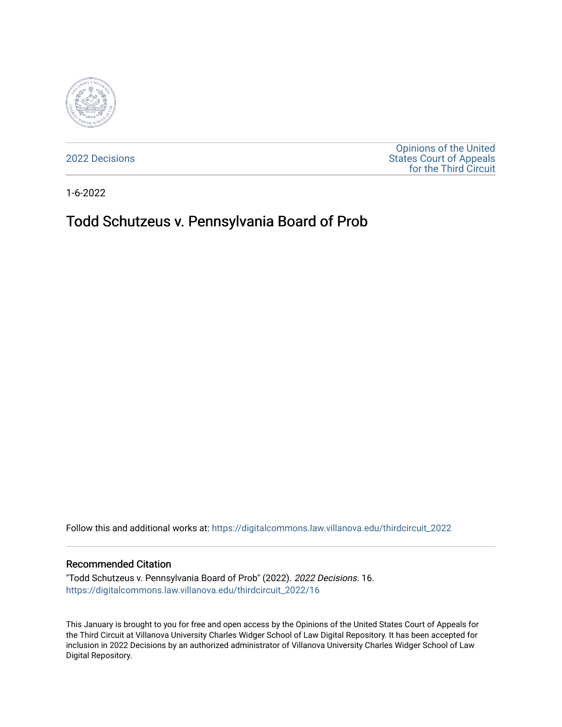2022 Decisions

Opinions of the United States Court of Appeals for the Third Circuit

1-6-2022

# Todd Schutzeus v. Pennsylvania Board of Prob

Follow this and additional works at: https://digitalcommons.law.villanova.edu/thirdcircuit_2022

## Recommended Citation

"Todd Schutzeus v. Pennsylvania Board of Prob" (2022). *2022 Decisions*. 16.
https://digitalcommons.law.villanova.edu/thirdcircuit_2022/16

This January is brought to you for free and open access by the Opinions of the United States Court of Appeals for the Third Circuit at Villanova University Charles Widger School of Law Digital Repository. It has been accepted for inclusion in 2022 Decisions by an authorized administrator of Villanova University Charles Widger School of Law Digital Repository.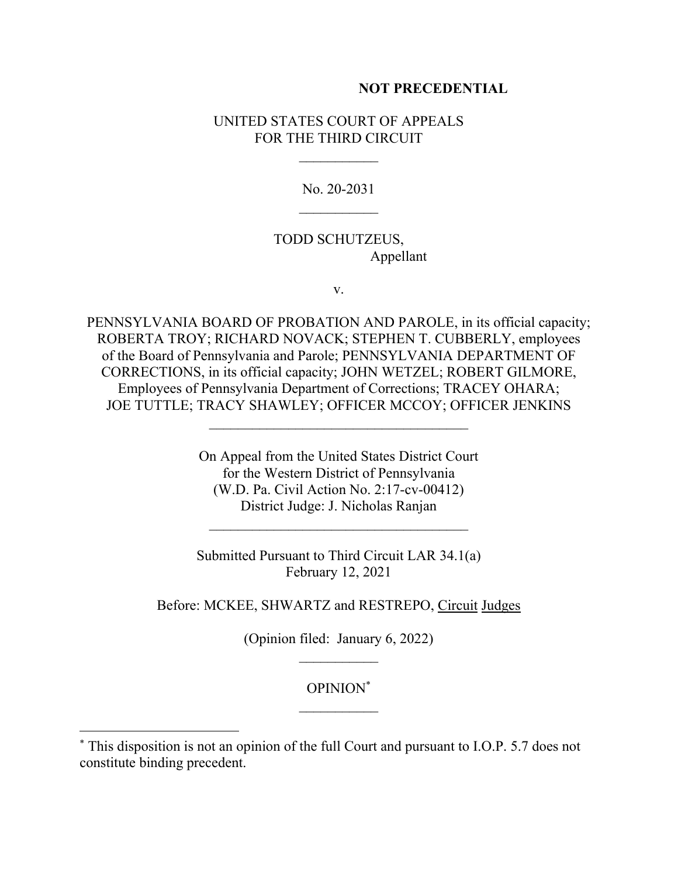**NOT PRECEDENTIAL**

UNITED STATES COURT OF APPEALS
FOR THE THIRD CIRCUIT

\_\_\_\_\_\_\_\_\_\_\_

No. 20-2031

\_\_\_\_\_\_\_\_\_\_\_

TODD SCHUTZEUS,
Appellant

v.

PENNSYLVANIA BOARD OF PROBATION AND PAROLE, in its official capacity; ROBERTA TROY; RICHARD NOVACK; STEPHEN T. CUBBERLY, employees of the Board of Pennsylvania and Parole; PENNSYLVANIA DEPARTMENT OF CORRECTIONS, in its official capacity; JOHN WETZEL; ROBERT GILMORE, Employees of Pennsylvania Department of Corrections; TRACEY OHARA; JOE TUTTLE; TRACY SHAWLEY; OFFICER MCCOY; OFFICER JENKINS

\_\_\_\_\_\_\_\_\_\_\_\_\_\_\_\_\_\_\_\_\_\_\_\_\_\_\_\_\_\_\_\_\_\_\_\_

On Appeal from the United States District Court
for the Western District of Pennsylvania
(W.D. Pa. Civil Action No. 2:17-cv-00412)
District Judge: J. Nicholas Ranjan

\_\_\_\_\_\_\_\_\_\_\_\_\_\_\_\_\_\_\_\_\_\_\_\_\_\_\_\_\_\_\_\_\_\_\_\_

Submitted Pursuant to Third Circuit LAR 34.1(a)
February 12, 2021

Before: MCKEE, SHWARTZ and RESTREPO, Circuit Judges

(Opinion filed: January 6, 2022)

\_\_\_\_\_\_\_\_\_\_\_

OPINION[*]

\_\_\_\_\_\_\_\_\_\_\_

[*] This disposition is not an opinion of the full Court and pursuant to I.O.P. 5.7 does not constitute binding precedent.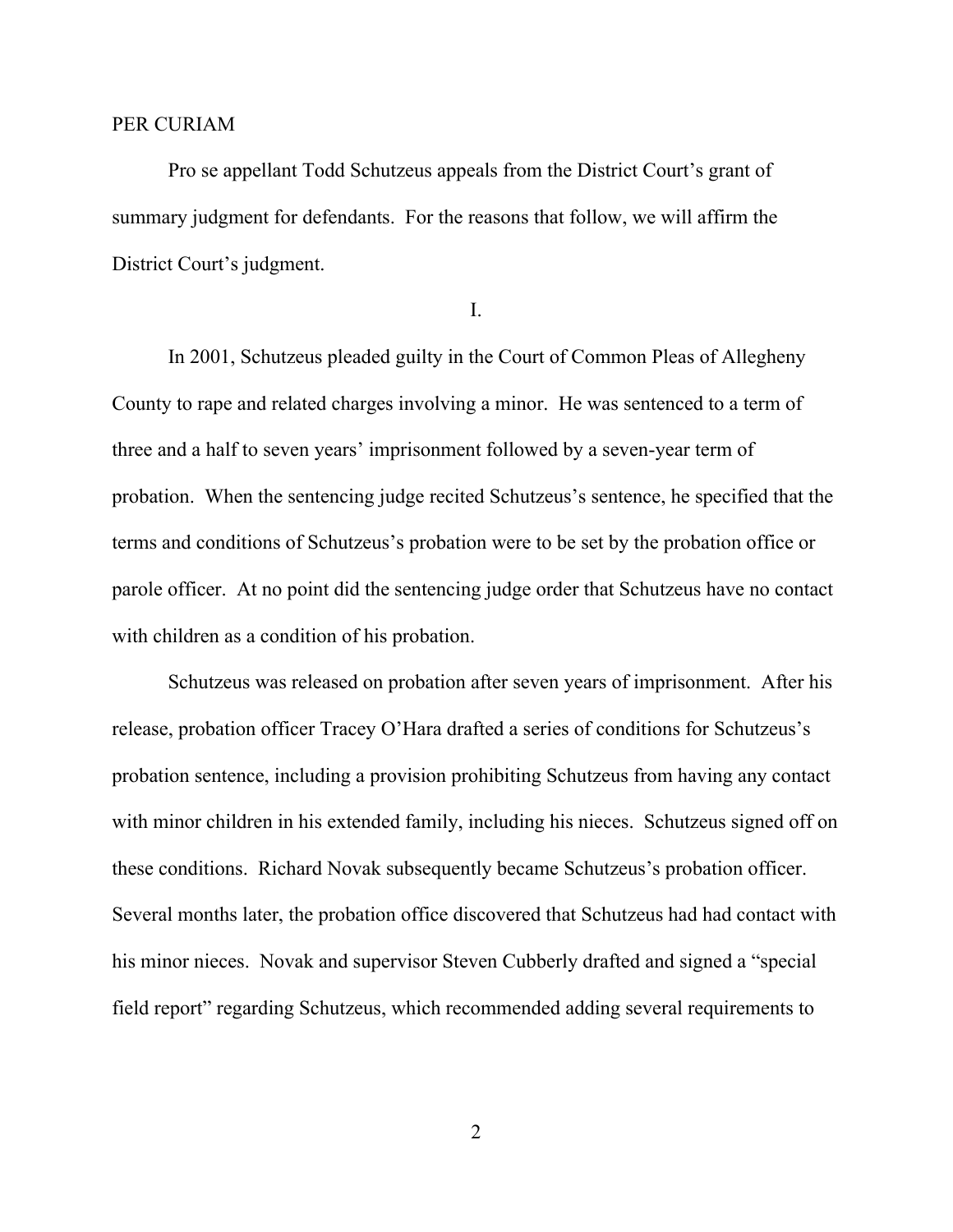PER CURIAM

Pro se appellant Todd Schutzeus appeals from the District Court's grant of summary judgment for defendants. For the reasons that follow, we will affirm the District Court's judgment.

I.

In 2001, Schutzeus pleaded guilty in the Court of Common Pleas of Allegheny County to rape and related charges involving a minor. He was sentenced to a term of three and a half to seven years' imprisonment followed by a seven-year term of probation. When the sentencing judge recited Schutzeus's sentence, he specified that the terms and conditions of Schutzeus's probation were to be set by the probation office or parole officer. At no point did the sentencing judge order that Schutzeus have no contact with children as a condition of his probation.

Schutzeus was released on probation after seven years of imprisonment. After his release, probation officer Tracey O'Hara drafted a series of conditions for Schutzeus's probation sentence, including a provision prohibiting Schutzeus from having any contact with minor children in his extended family, including his nieces. Schutzeus signed off on these conditions. Richard Novak subsequently became Schutzeus's probation officer. Several months later, the probation office discovered that Schutzeus had had contact with his minor nieces. Novak and supervisor Steven Cubberly drafted and signed a "special field report" regarding Schutzeus, which recommended adding several requirements to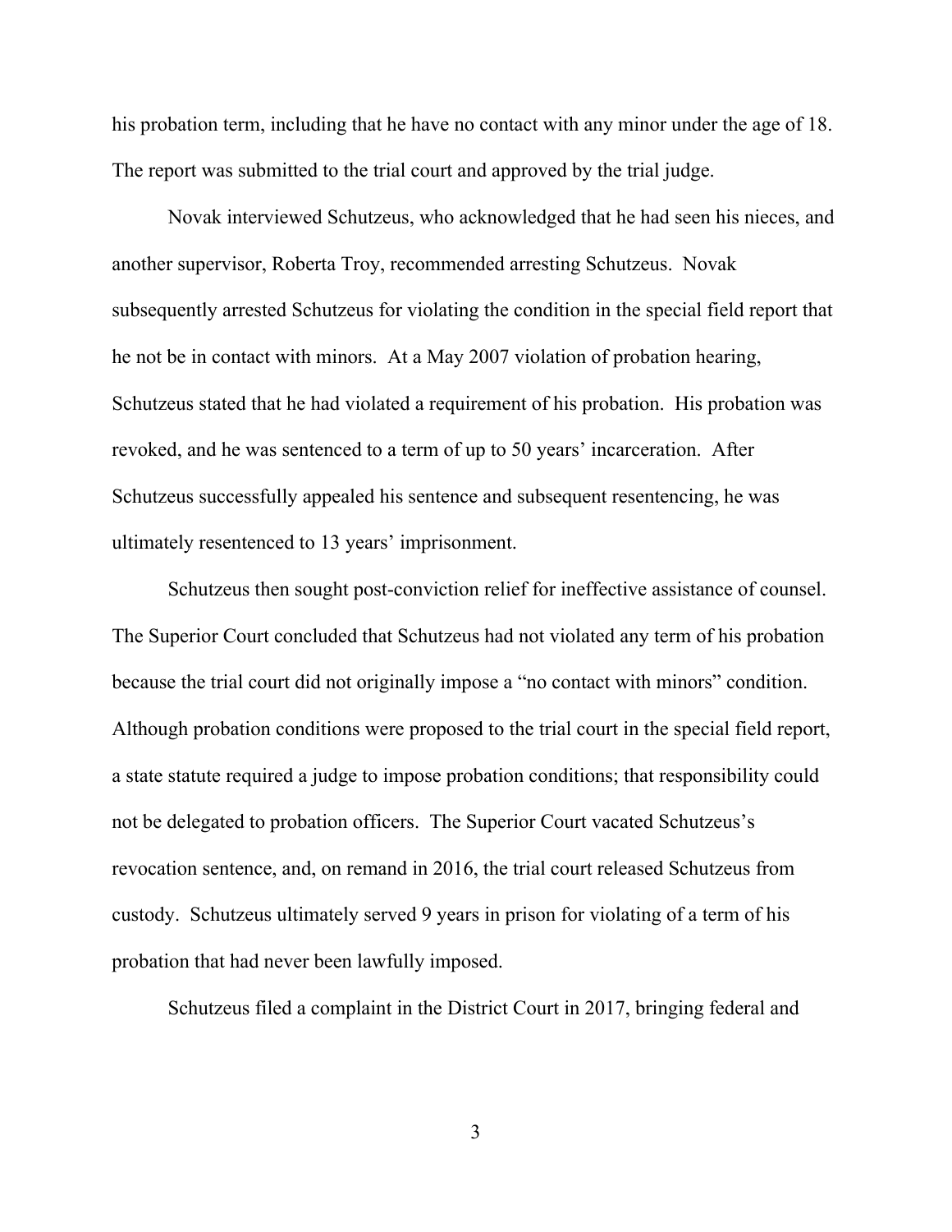his probation term, including that he have no contact with any minor under the age of 18. The report was submitted to the trial court and approved by the trial judge.

Novak interviewed Schutzeus, who acknowledged that he had seen his nieces, and another supervisor, Roberta Troy, recommended arresting Schutzeus. Novak subsequently arrested Schutzeus for violating the condition in the special field report that he not be in contact with minors. At a May 2007 violation of probation hearing, Schutzeus stated that he had violated a requirement of his probation. His probation was revoked, and he was sentenced to a term of up to 50 years' incarceration. After Schutzeus successfully appealed his sentence and subsequent resentencing, he was ultimately resentenced to 13 years' imprisonment.

Schutzeus then sought post-conviction relief for ineffective assistance of counsel. The Superior Court concluded that Schutzeus had not violated any term of his probation because the trial court did not originally impose a "no contact with minors" condition. Although probation conditions were proposed to the trial court in the special field report, a state statute required a judge to impose probation conditions; that responsibility could not be delegated to probation officers. The Superior Court vacated Schutzeus's revocation sentence, and, on remand in 2016, the trial court released Schutzeus from custody. Schutzeus ultimately served 9 years in prison for violating of a term of his probation that had never been lawfully imposed.

Schutzeus filed a complaint in the District Court in 2017, bringing federal and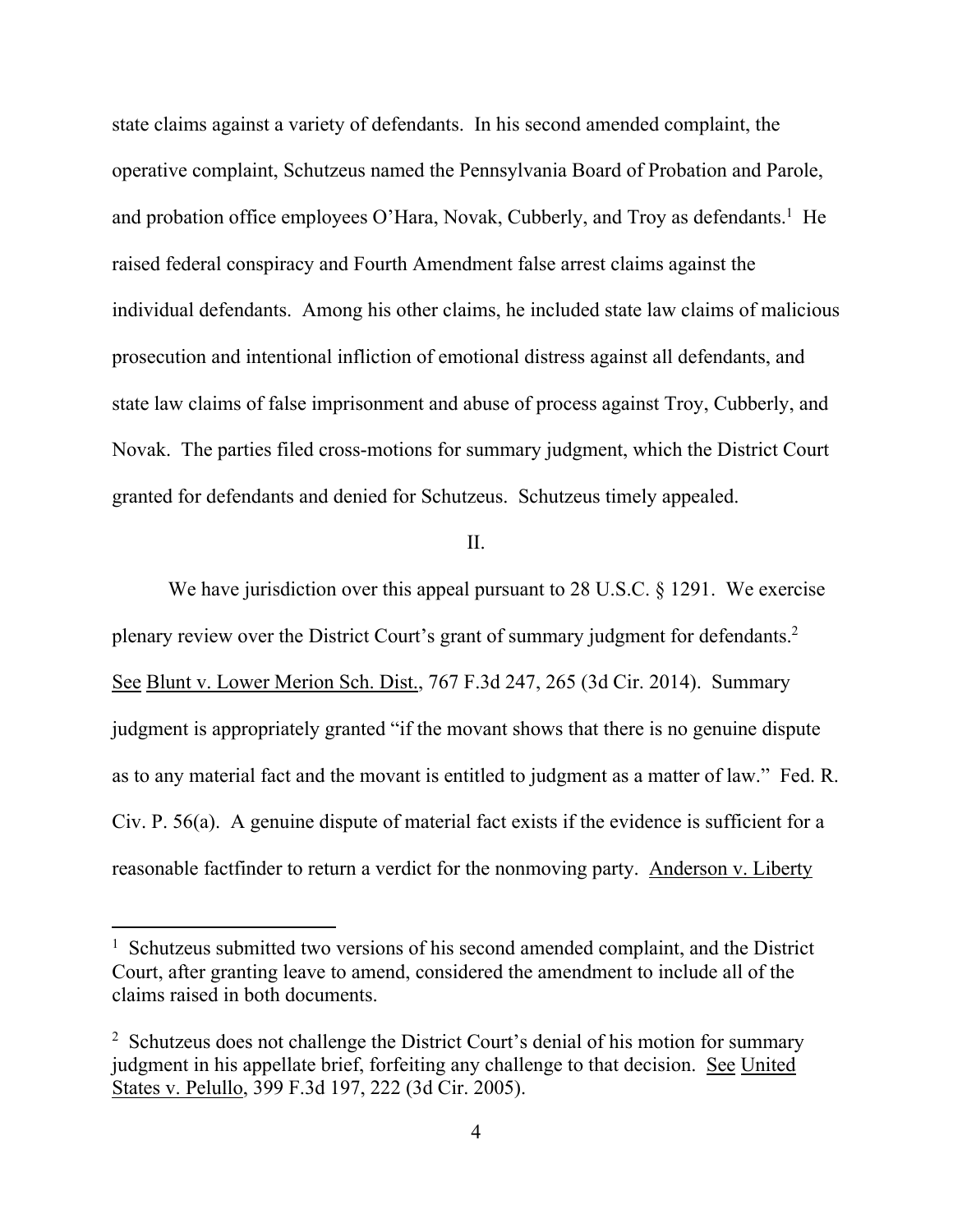state claims against a variety of defendants. In his second amended complaint, the operative complaint, Schutzeus named the Pennsylvania Board of Probation and Parole, and probation office employees O'Hara, Novak, Cubberly, and Troy as defendants.[1] He raised federal conspiracy and Fourth Amendment false arrest claims against the individual defendants. Among his other claims, he included state law claims of malicious prosecution and intentional infliction of emotional distress against all defendants, and state law claims of false imprisonment and abuse of process against Troy, Cubberly, and Novak. The parties filed cross-motions for summary judgment, which the District Court granted for defendants and denied for Schutzeus. Schutzeus timely appealed.

II.

We have jurisdiction over this appeal pursuant to 28 U.S.C. § 1291. We exercise plenary review over the District Court's grant of summary judgment for defendants.[2] See Blunt v. Lower Merion Sch. Dist., 767 F.3d 247, 265 (3d Cir. 2014). Summary judgment is appropriately granted "if the movant shows that there is no genuine dispute as to any material fact and the movant is entitled to judgment as a matter of law." Fed. R. Civ. P. 56(a). A genuine dispute of material fact exists if the evidence is sufficient for a reasonable factfinder to return a verdict for the nonmoving party. Anderson v. Liberty

---

[1] Schutzeus submitted two versions of his second amended complaint, and the District Court, after granting leave to amend, considered the amendment to include all of the claims raised in both documents.

[2] Schutzeus does not challenge the District Court's denial of his motion for summary judgment in his appellate brief, forfeiting any challenge to that decision. See United States v. Pelullo, 399 F.3d 197, 222 (3d Cir. 2005).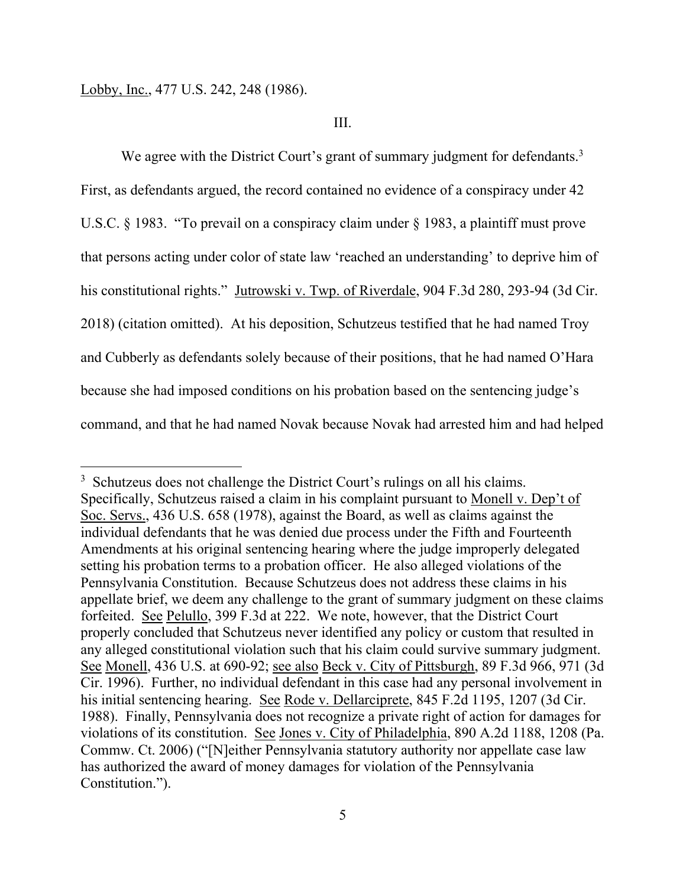Lobby, Inc., 477 U.S. 242, 248 (1986).

III.

We agree with the District Court's grant of summary judgment for defendants.[3] First, as defendants argued, the record contained no evidence of a conspiracy under 42 U.S.C. § 1983. "To prevail on a conspiracy claim under § 1983, a plaintiff must prove that persons acting under color of state law 'reached an understanding' to deprive him of his constitutional rights." Jutrowski v. Twp. of Riverdale, 904 F.3d 280, 293-94 (3d Cir. 2018) (citation omitted). At his deposition, Schutzeus testified that he had named Troy and Cubberly as defendants solely because of their positions, that he had named O'Hara because she had imposed conditions on his probation based on the sentencing judge's command, and that he had named Novak because Novak had arrested him and had helped

---

[3] Schutzeus does not challenge the District Court's rulings on all his claims. Specifically, Schutzeus raised a claim in his complaint pursuant to Monell v. Dep't of Soc. Servs., 436 U.S. 658 (1978), against the Board, as well as claims against the individual defendants that he was denied due process under the Fifth and Fourteenth Amendments at his original sentencing hearing where the judge improperly delegated setting his probation terms to a probation officer. He also alleged violations of the Pennsylvania Constitution. Because Schutzeus does not address these claims in his appellate brief, we deem any challenge to the grant of summary judgment on these claims forfeited. See Pelullo, 399 F.3d at 222. We note, however, that the District Court properly concluded that Schutzeus never identified any policy or custom that resulted in any alleged constitutional violation such that his claim could survive summary judgment. See Monell, 436 U.S. at 690-92; see also Beck v. City of Pittsburgh, 89 F.3d 966, 971 (3d Cir. 1996). Further, no individual defendant in this case had any personal involvement in his initial sentencing hearing. See Rode v. Dellarciprete, 845 F.2d 1195, 1207 (3d Cir. 1988). Finally, Pennsylvania does not recognize a private right of action for damages for violations of its constitution. See Jones v. City of Philadelphia, 890 A.2d 1188, 1208 (Pa. Commw. Ct. 2006) ("[N]either Pennsylvania statutory authority nor appellate case law has authorized the award of money damages for violation of the Pennsylvania Constitution.").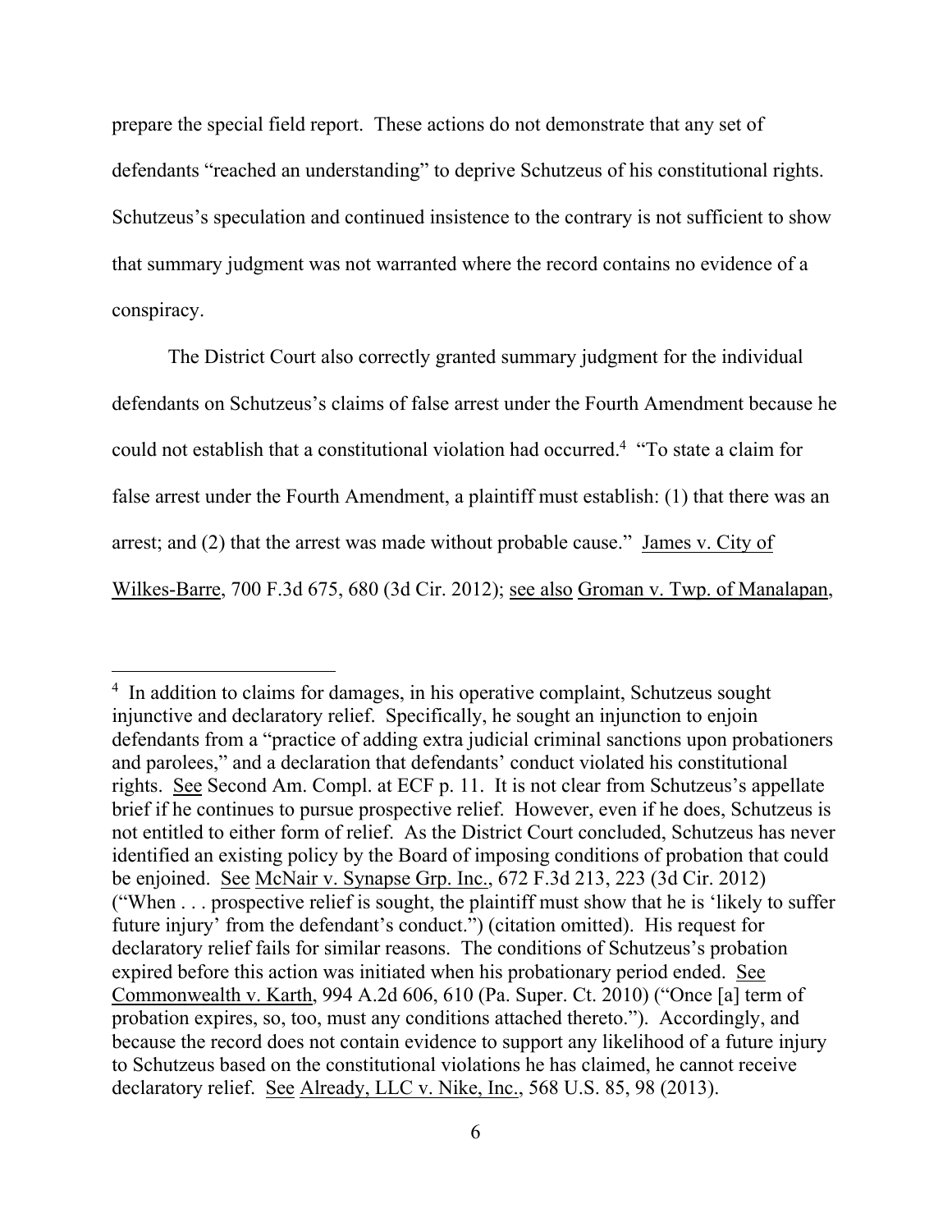prepare the special field report. These actions do not demonstrate that any set of defendants "reached an understanding" to deprive Schutzeus of his constitutional rights. Schutzeus's speculation and continued insistence to the contrary is not sufficient to show that summary judgment was not warranted where the record contains no evidence of a conspiracy.

The District Court also correctly granted summary judgment for the individual defendants on Schutzeus's claims of false arrest under the Fourth Amendment because he could not establish that a constitutional violation had occurred.[4] "To state a claim for false arrest under the Fourth Amendment, a plaintiff must establish: (1) that there was an arrest; and (2) that the arrest was made without probable cause." James v. City of Wilkes-Barre, 700 F.3d 675, 680 (3d Cir. 2012); see also Groman v. Twp. of Manalapan,

---

[4] In addition to claims for damages, in his operative complaint, Schutzeus sought injunctive and declaratory relief. Specifically, he sought an injunction to enjoin defendants from a "practice of adding extra judicial criminal sanctions upon probationers and parolees," and a declaration that defendants' conduct violated his constitutional rights. See Second Am. Compl. at ECF p. 11. It is not clear from Schutzeus's appellate brief if he continues to pursue prospective relief. However, even if he does, Schutzeus is not entitled to either form of relief. As the District Court concluded, Schutzeus has never identified an existing policy by the Board of imposing conditions of probation that could be enjoined. See McNair v. Synapse Grp. Inc., 672 F.3d 213, 223 (3d Cir. 2012) ("When . . . prospective relief is sought, the plaintiff must show that he is 'likely to suffer future injury' from the defendant's conduct.") (citation omitted). His request for declaratory relief fails for similar reasons. The conditions of Schutzeus's probation expired before this action was initiated when his probationary period ended. See Commonwealth v. Karth, 994 A.2d 606, 610 (Pa. Super. Ct. 2010) ("Once [a] term of probation expires, so, too, must any conditions attached thereto."). Accordingly, and because the record does not contain evidence to support any likelihood of a future injury to Schutzeus based on the constitutional violations he has claimed, he cannot receive declaratory relief. See Already, LLC v. Nike, Inc., 568 U.S. 85, 98 (2013).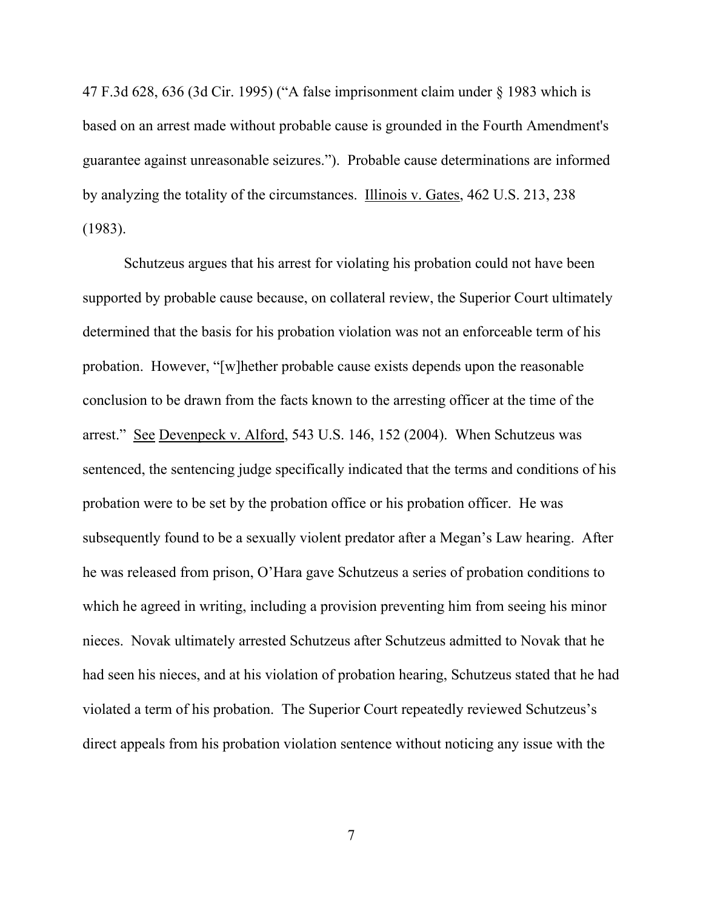47 F.3d 628, 636 (3d Cir. 1995) ("A false imprisonment claim under § 1983 which is based on an arrest made without probable cause is grounded in the Fourth Amendment's guarantee against unreasonable seizures."). Probable cause determinations are informed by analyzing the totality of the circumstances. Illinois v. Gates, 462 U.S. 213, 238 (1983).

Schutzeus argues that his arrest for violating his probation could not have been supported by probable cause because, on collateral review, the Superior Court ultimately determined that the basis for his probation violation was not an enforceable term of his probation. However, "[w]hether probable cause exists depends upon the reasonable conclusion to be drawn from the facts known to the arresting officer at the time of the arrest." See Devenpeck v. Alford, 543 U.S. 146, 152 (2004). When Schutzeus was sentenced, the sentencing judge specifically indicated that the terms and conditions of his probation were to be set by the probation office or his probation officer. He was subsequently found to be a sexually violent predator after a Megan's Law hearing. After he was released from prison, O'Hara gave Schutzeus a series of probation conditions to which he agreed in writing, including a provision preventing him from seeing his minor nieces. Novak ultimately arrested Schutzeus after Schutzeus admitted to Novak that he had seen his nieces, and at his violation of probation hearing, Schutzeus stated that he had violated a term of his probation. The Superior Court repeatedly reviewed Schutzeus's direct appeals from his probation violation sentence without noticing any issue with the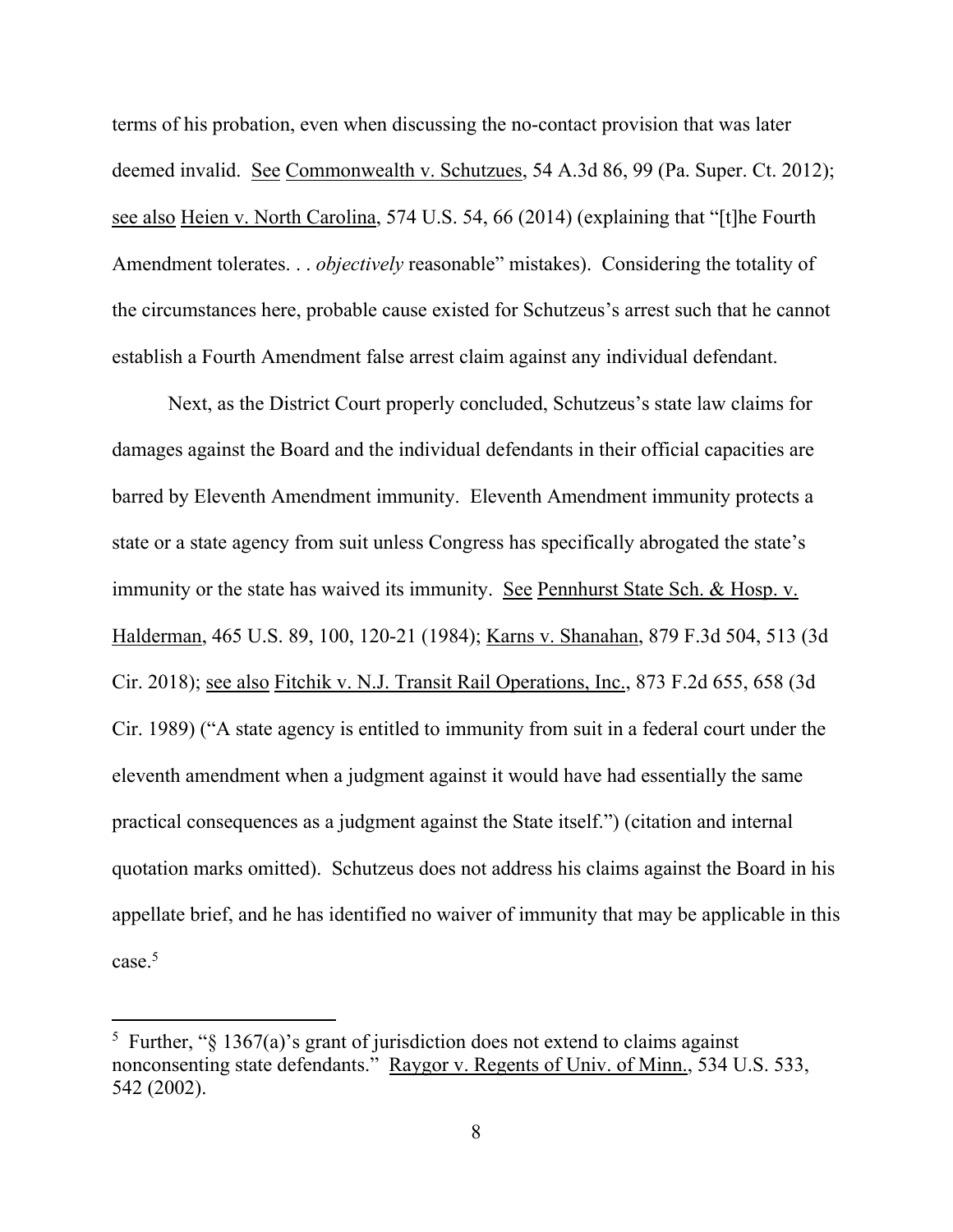terms of his probation, even when discussing the no-contact provision that was later deemed invalid. See Commonwealth v. Schutzues, 54 A.3d 86, 99 (Pa. Super. Ct. 2012); see also Heien v. North Carolina, 574 U.S. 54, 66 (2014) (explaining that "[t]he Fourth Amendment tolerates. . . *objectively* reasonable" mistakes). Considering the totality of the circumstances here, probable cause existed for Schutzeus's arrest such that he cannot establish a Fourth Amendment false arrest claim against any individual defendant.

Next, as the District Court properly concluded, Schutzeus's state law claims for damages against the Board and the individual defendants in their official capacities are barred by Eleventh Amendment immunity. Eleventh Amendment immunity protects a state or a state agency from suit unless Congress has specifically abrogated the state's immunity or the state has waived its immunity. See Pennhurst State Sch. & Hosp. v. Halderman, 465 U.S. 89, 100, 120-21 (1984); Karns v. Shanahan, 879 F.3d 504, 513 (3d Cir. 2018); see also Fitchik v. N.J. Transit Rail Operations, Inc., 873 F.2d 655, 658 (3d Cir. 1989) ("A state agency is entitled to immunity from suit in a federal court under the eleventh amendment when a judgment against it would have had essentially the same practical consequences as a judgment against the State itself.") (citation and internal quotation marks omitted). Schutzeus does not address his claims against the Board in his appellate brief, and he has identified no waiver of immunity that may be applicable in this case.[5]

[5] Further, "§ 1367(a)'s grant of jurisdiction does not extend to claims against nonconsenting state defendants." Raygor v. Regents of Univ. of Minn., 534 U.S. 533, 542 (2002).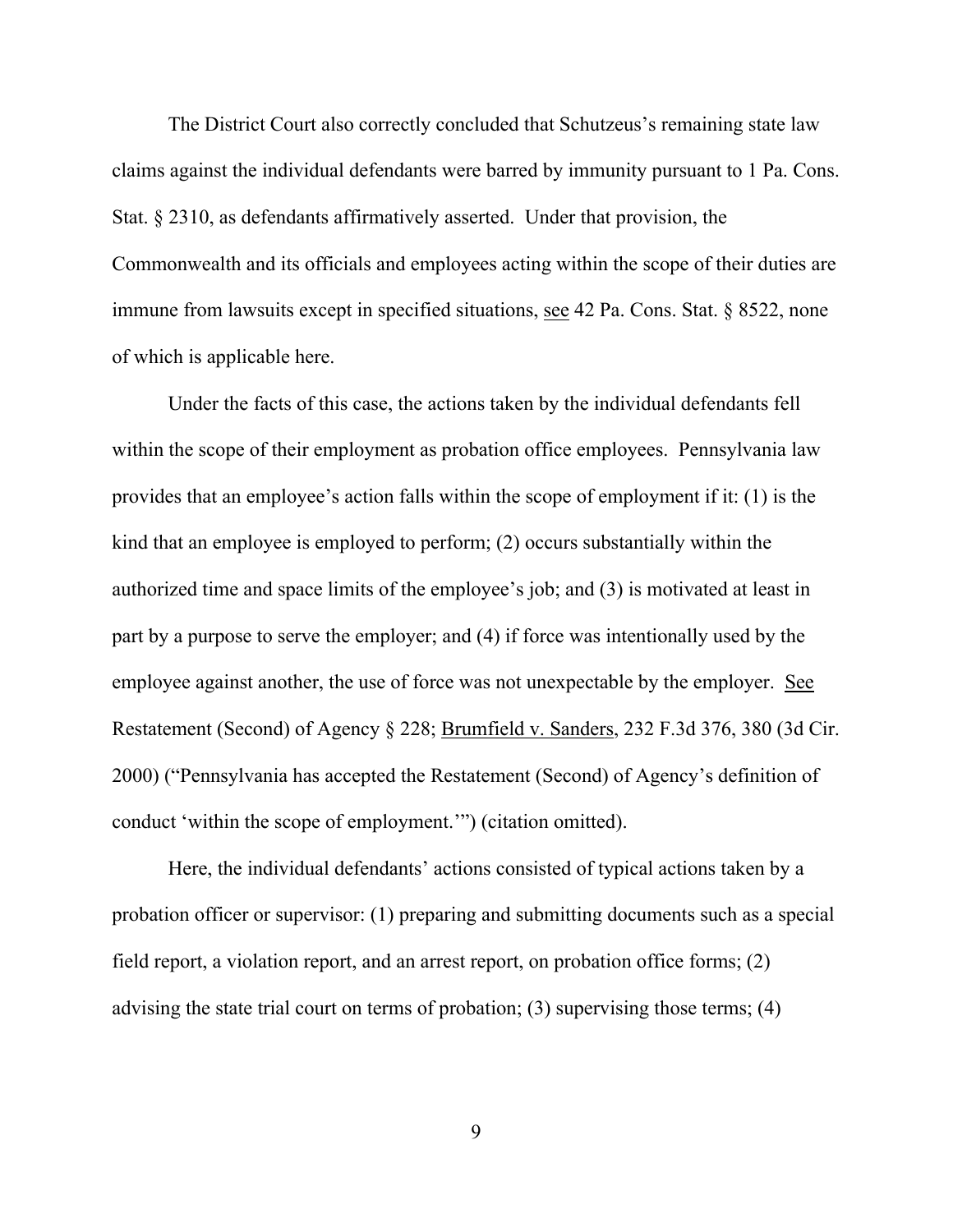The District Court also correctly concluded that Schutzeus's remaining state law claims against the individual defendants were barred by immunity pursuant to 1 Pa. Cons. Stat. § 2310, as defendants affirmatively asserted. Under that provision, the Commonwealth and its officials and employees acting within the scope of their duties are immune from lawsuits except in specified situations, see 42 Pa. Cons. Stat. § 8522, none of which is applicable here.

Under the facts of this case, the actions taken by the individual defendants fell within the scope of their employment as probation office employees. Pennsylvania law provides that an employee's action falls within the scope of employment if it: (1) is the kind that an employee is employed to perform; (2) occurs substantially within the authorized time and space limits of the employee's job; and (3) is motivated at least in part by a purpose to serve the employer; and (4) if force was intentionally used by the employee against another, the use of force was not unexpectable by the employer. See Restatement (Second) of Agency § 228; Brumfield v. Sanders, 232 F.3d 376, 380 (3d Cir. 2000) ("Pennsylvania has accepted the Restatement (Second) of Agency's definition of conduct 'within the scope of employment.'") (citation omitted).

Here, the individual defendants' actions consisted of typical actions taken by a probation officer or supervisor: (1) preparing and submitting documents such as a special field report, a violation report, and an arrest report, on probation office forms; (2) advising the state trial court on terms of probation; (3) supervising those terms; (4)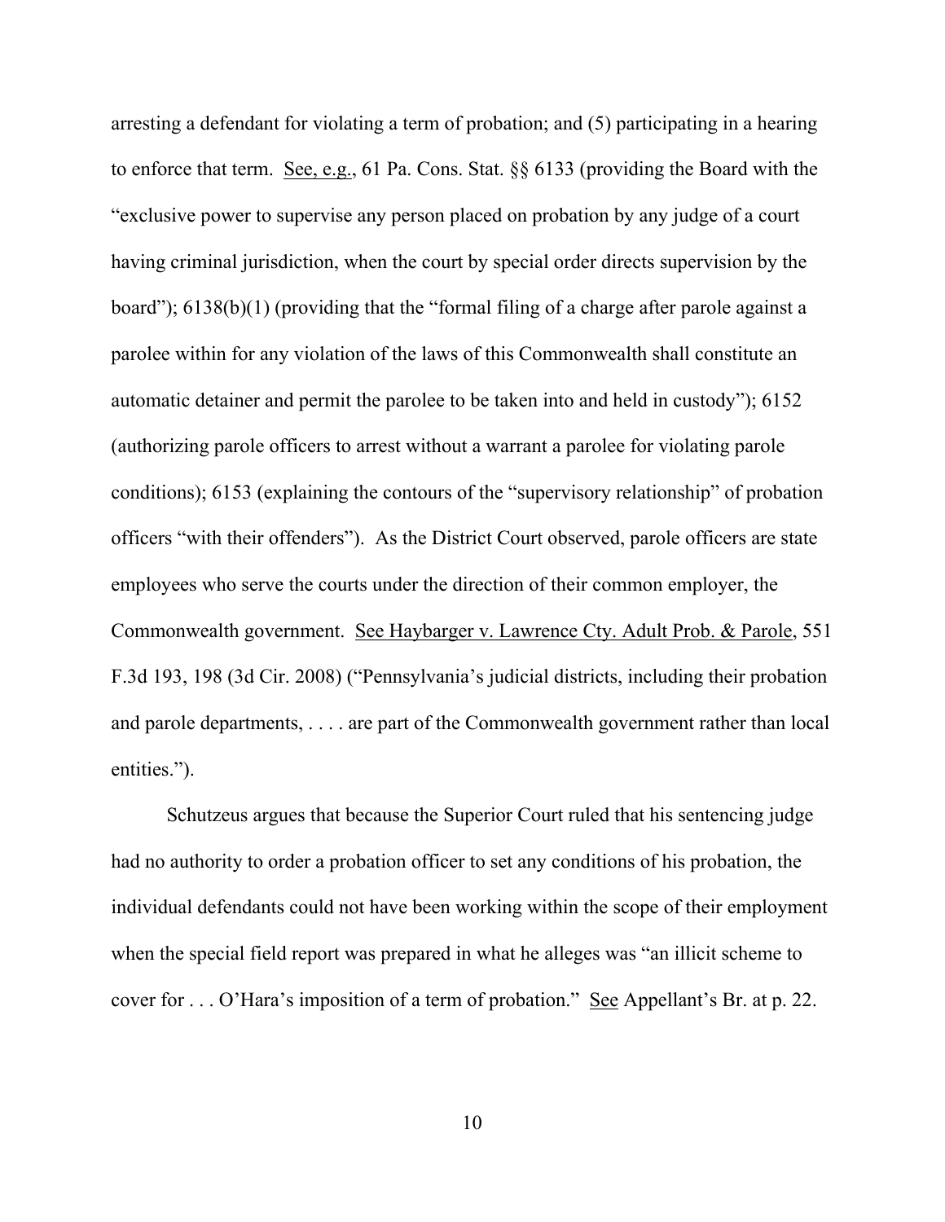arresting a defendant for violating a term of probation; and (5) participating in a hearing to enforce that term. See, e.g., 61 Pa. Cons. Stat. §§ 6133 (providing the Board with the "exclusive power to supervise any person placed on probation by any judge of a court having criminal jurisdiction, when the court by special order directs supervision by the board"); 6138(b)(1) (providing that the "formal filing of a charge after parole against a parolee within for any violation of the laws of this Commonwealth shall constitute an automatic detainer and permit the parolee to be taken into and held in custody"); 6152 (authorizing parole officers to arrest without a warrant a parolee for violating parole conditions); 6153 (explaining the contours of the "supervisory relationship" of probation officers "with their offenders"). As the District Court observed, parole officers are state employees who serve the courts under the direction of their common employer, the Commonwealth government. See Haybarger v. Lawrence Cty. Adult Prob. & Parole, 551 F.3d 193, 198 (3d Cir. 2008) ("Pennsylvania's judicial districts, including their probation and parole departments, . . . . are part of the Commonwealth government rather than local entities.").

Schutzeus argues that because the Superior Court ruled that his sentencing judge had no authority to order a probation officer to set any conditions of his probation, the individual defendants could not have been working within the scope of their employment when the special field report was prepared in what he alleges was "an illicit scheme to cover for . . . O'Hara's imposition of a term of probation." See Appellant's Br. at p. 22.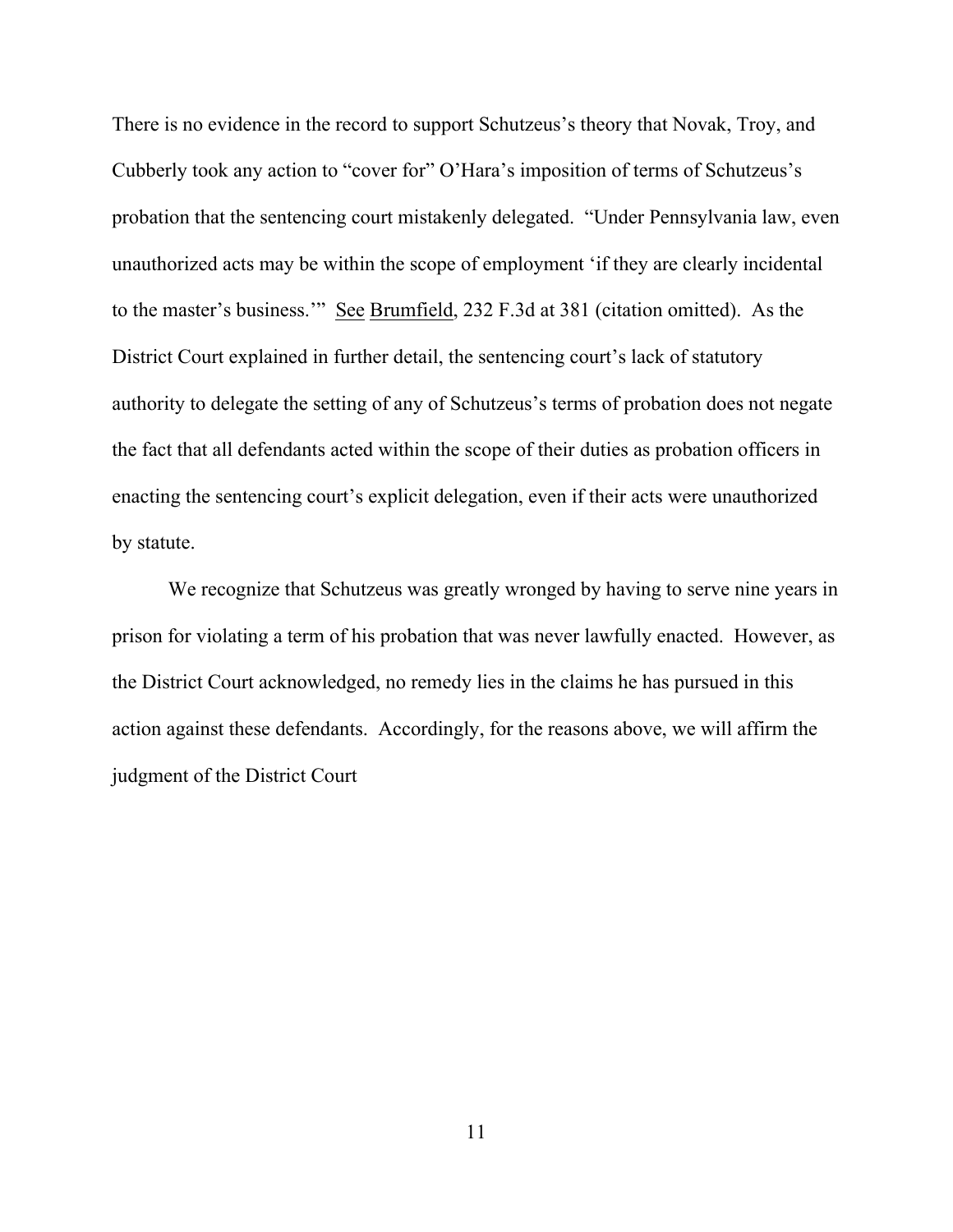There is no evidence in the record to support Schutzeus's theory that Novak, Troy, and Cubberly took any action to "cover for" O'Hara's imposition of terms of Schutzeus's probation that the sentencing court mistakenly delegated. "Under Pennsylvania law, even unauthorized acts may be within the scope of employment 'if they are clearly incidental to the master's business.'" See Brumfield, 232 F.3d at 381 (citation omitted). As the District Court explained in further detail, the sentencing court's lack of statutory authority to delegate the setting of any of Schutzeus's terms of probation does not negate the fact that all defendants acted within the scope of their duties as probation officers in enacting the sentencing court's explicit delegation, even if their acts were unauthorized by statute.

We recognize that Schutzeus was greatly wronged by having to serve nine years in prison for violating a term of his probation that was never lawfully enacted. However, as the District Court acknowledged, no remedy lies in the claims he has pursued in this action against these defendants. Accordingly, for the reasons above, we will affirm the judgment of the District Court